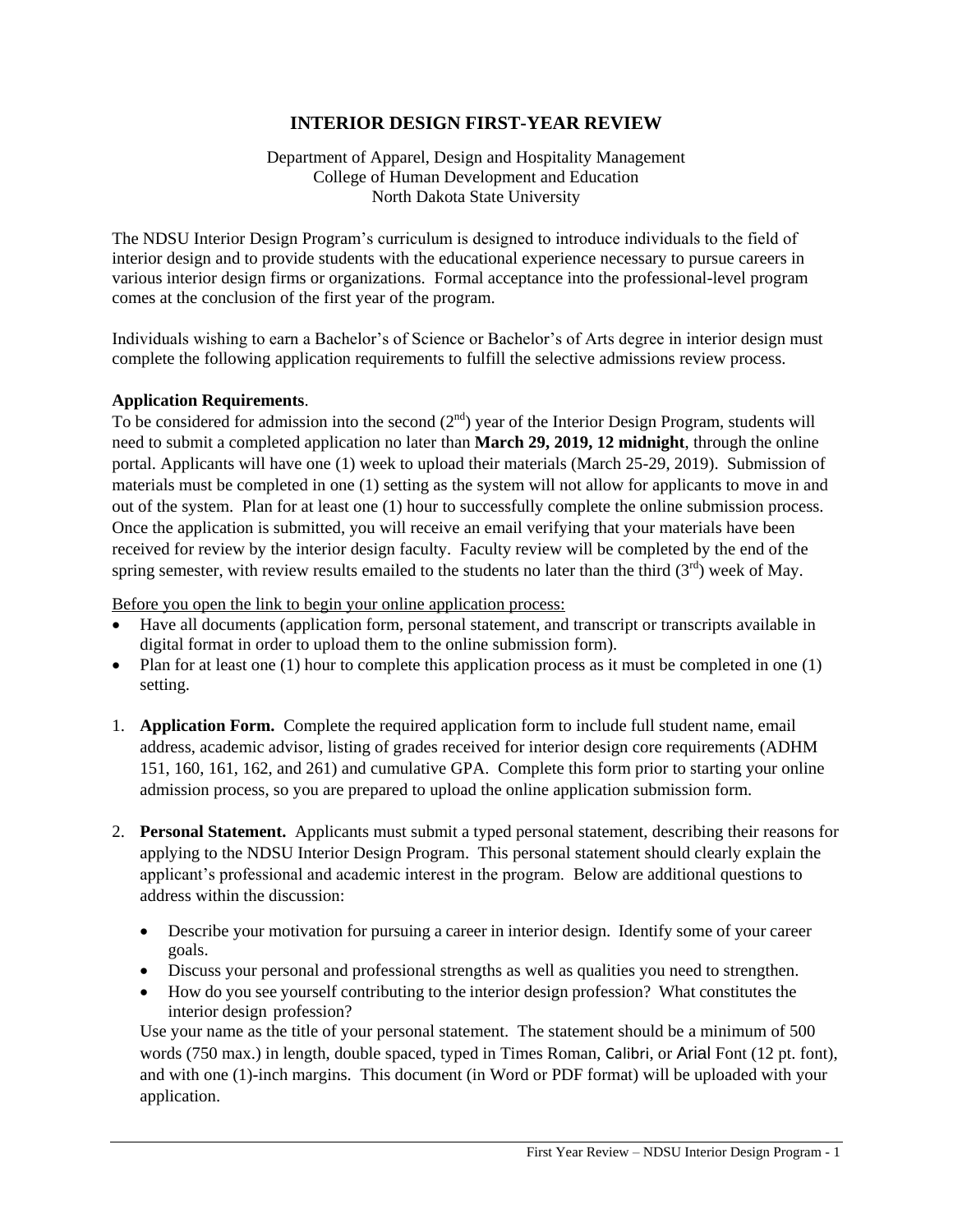# INTERIOR DESIGN FIRST-YEAR REVIEW

Department of Apparel, Design and Hospitality Management
College of Human Development and Education
North Dakota State University

The NDSU Interior Design Program's curriculum is designed to introduce individuals to the field of interior design and to provide students with the educational experience necessary to pursue careers in various interior design firms or organizations. Formal acceptance into the professional-level program comes at the conclusion of the first year of the program.

Individuals wishing to earn a Bachelor's of Science or Bachelor's of Arts degree in interior design must complete the following application requirements to fulfill the selective admissions review process.

**Application Requirements**.

To be considered for admission into the second (2nd) year of the Interior Design Program, students will need to submit a completed application no later than **March 29, 2019, 12 midnight**, through the online portal. Applicants will have one (1) week to upload their materials (March 25-29, 2019). Submission of materials must be completed in one (1) setting as the system will not allow for applicants to move in and out of the system. Plan for at least one (1) hour to successfully complete the online submission process. Once the application is submitted, you will receive an email verifying that your materials have been received for review by the interior design faculty. Faculty review will be completed by the end of the spring semester, with review results emailed to the students no later than the third (3rd) week of May.

<u>Before you open the link to begin your online application process:</u>

- Have all documents (application form, personal statement, and transcript or transcripts available in digital format in order to upload them to the online submission form).
- Plan for at least one (1) hour to complete this application process as it must be completed in one (1) setting.

1. **Application Form.** Complete the required application form to include full student name, email address, academic advisor, listing of grades received for interior design core requirements (ADHM 151, 160, 161, 162, and 261) and cumulative GPA. Complete this form prior to starting your online admission process, so you are prepared to upload the online application submission form.

2. **Personal Statement.** Applicants must submit a typed personal statement, describing their reasons for applying to the NDSU Interior Design Program. This personal statement should clearly explain the applicant's professional and academic interest in the program. Below are additional questions to address within the discussion:

   - Describe your motivation for pursuing a career in interior design. Identify some of your career goals.
   - Discuss your personal and professional strengths as well as qualities you need to strengthen.
   - How do you see yourself contributing to the interior design profession? What constitutes the interior design profession?

   Use your name as the title of your personal statement. The statement should be a minimum of 500 words (750 max.) in length, double spaced, typed in Times Roman, Calibri, or Arial Font (12 pt. font), and with one (1)-inch margins. This document (in Word or PDF format) will be uploaded with your application.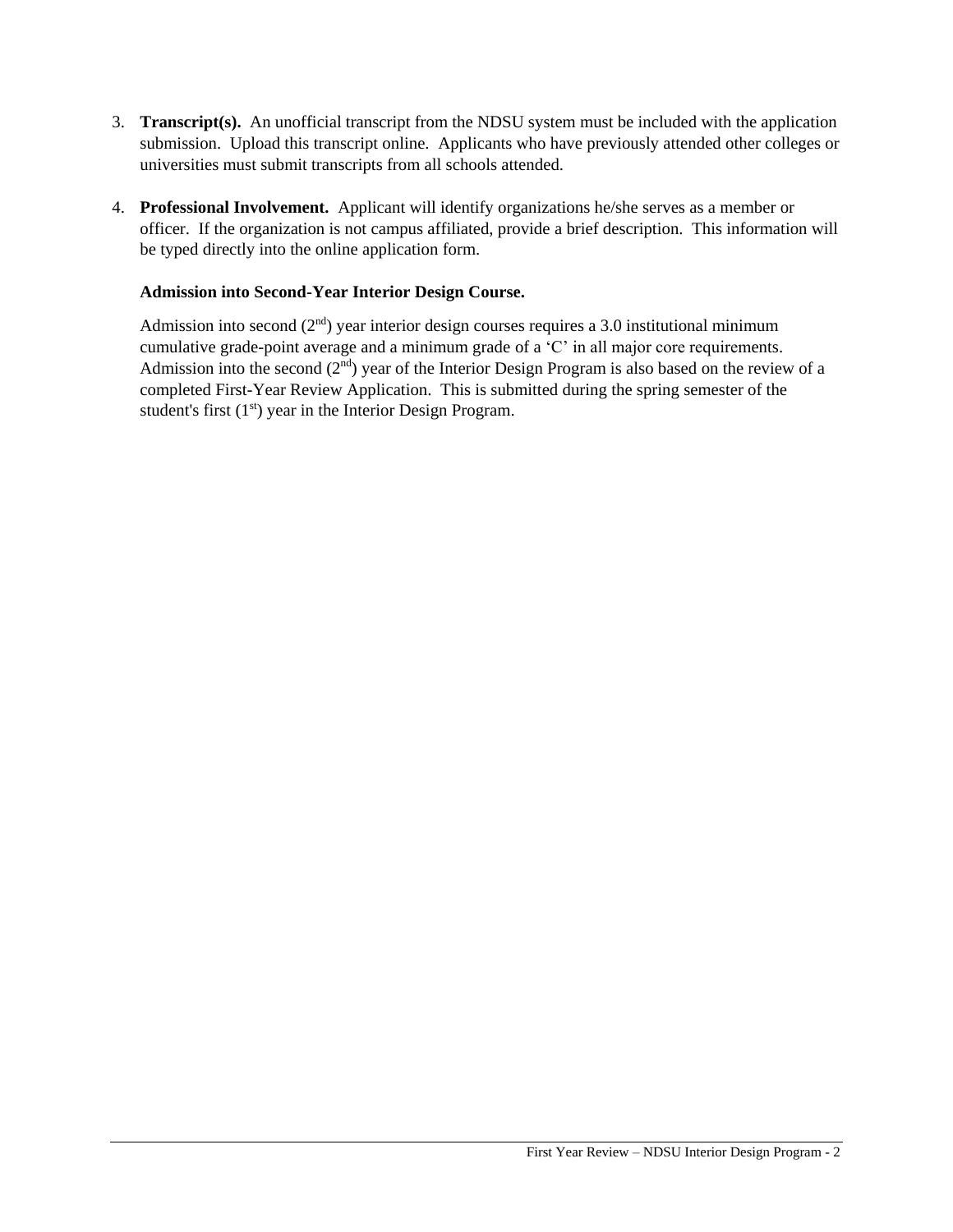3. **Transcript(s).** An unofficial transcript from the NDSU system must be included with the application submission. Upload this transcript online. Applicants who have previously attended other colleges or universities must submit transcripts from all schools attended.

4. **Professional Involvement.** Applicant will identify organizations he/she serves as a member or officer. If the organization is not campus affiliated, provide a brief description. This information will be typed directly into the online application form.

   **Admission into Second-Year Interior Design Course.**

   Admission into second (2$^{nd}$) year interior design courses requires a 3.0 institutional minimum cumulative grade-point average and a minimum grade of a 'C' in all major core requirements. Admission into the second (2$^{nd}$) year of the Interior Design Program is also based on the review of a completed First-Year Review Application. This is submitted during the spring semester of the student's first (1$^{st}$) year in the Interior Design Program.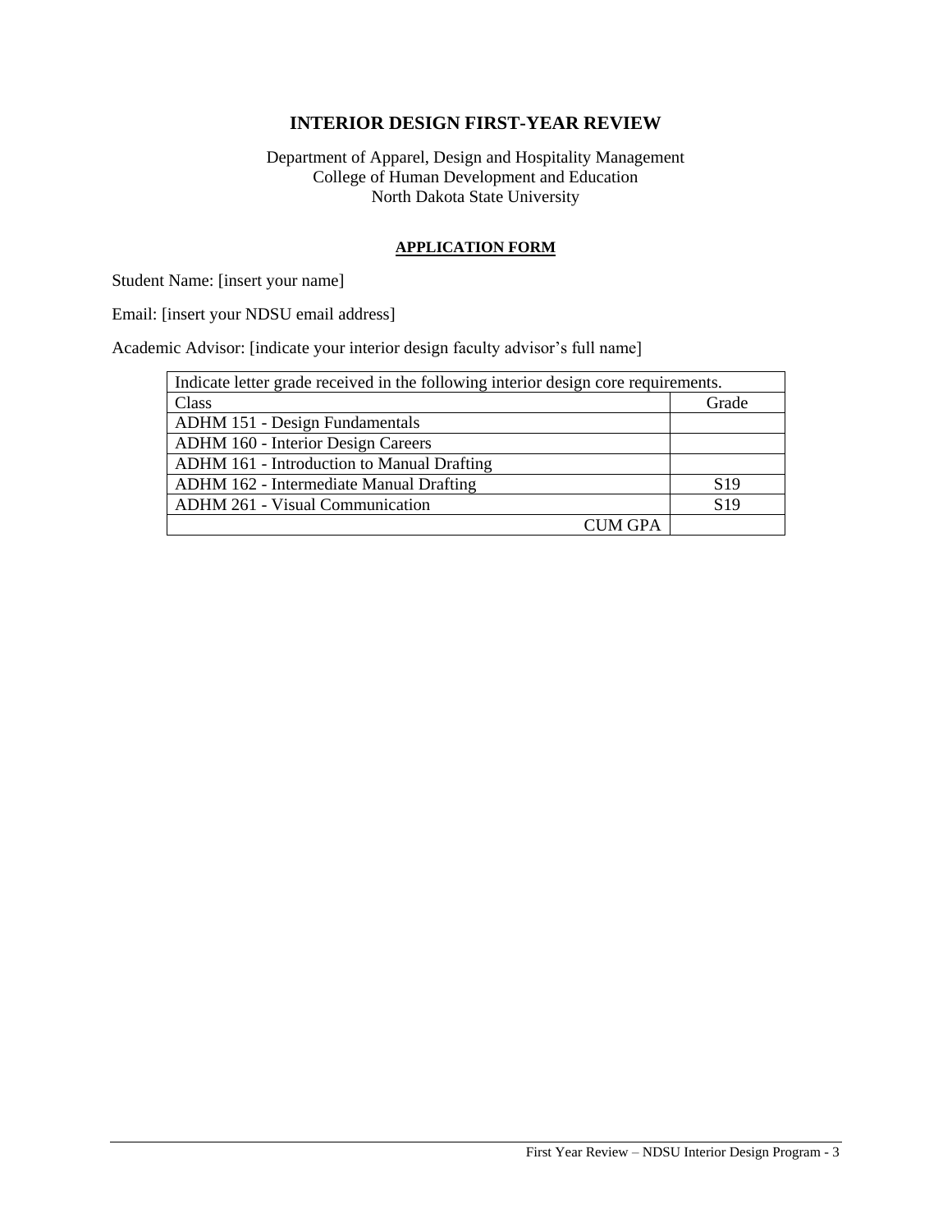# INTERIOR DESIGN FIRST-YEAR REVIEW

Department of Apparel, Design and Hospitality Management
College of Human Development and Education
North Dakota State University

**APPLICATION FORM**

Student Name: [insert your name]

Email: [insert your NDSU email address]

Academic Advisor: [indicate your interior design faculty advisor's full name]

| Indicate letter grade received in the following interior design core requirements. | |
|---|---|
| Class | Grade |
| ADHM 151 - Design Fundamentals | |
| ADHM 160 - Interior Design Careers | |
| ADHM 161 - Introduction to Manual Drafting | |
| ADHM 162 - Intermediate Manual Drafting | S19 |
| ADHM 261 - Visual Communication | S19 |
| CUM GPA | |